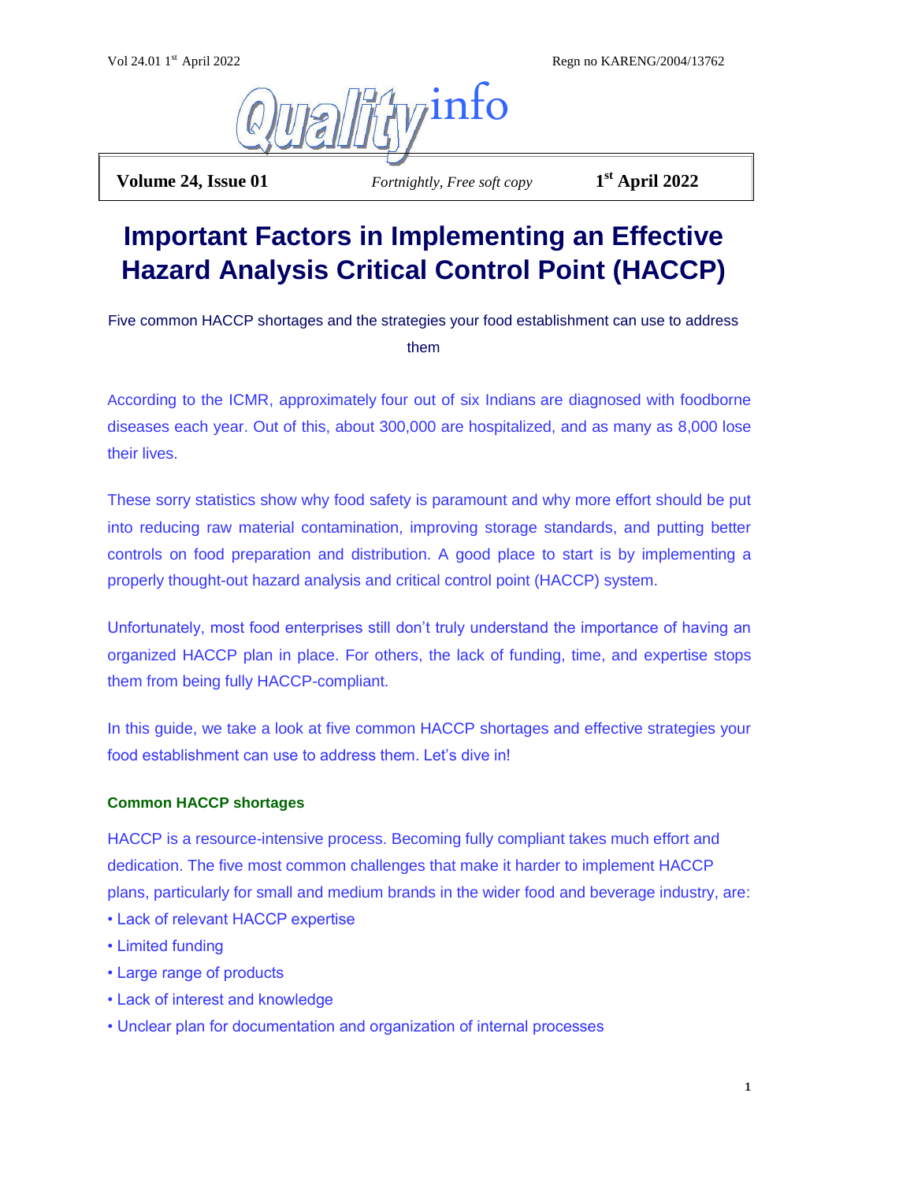# Qualityinfo

**Volume 24, Issue 01** *Fortnightly, Free soft copy* **1st April 2022**

# Important Factors in Implementing an Effective Hazard Analysis Critical Control Point (HACCP)

Five common HACCP shortages and the strategies your food establishment can use to address them

According to the ICMR, approximately four out of six Indians are diagnosed with foodborne diseases each year. Out of this, about 300,000 are hospitalized, and as many as 8,000 lose their lives.

These sorry statistics show why food safety is paramount and why more effort should be put into reducing raw material contamination, improving storage standards, and putting better controls on food preparation and distribution. A good place to start is by implementing a properly thought-out hazard analysis and critical control point (HACCP) system.

Unfortunately, most food enterprises still don't truly understand the importance of having an organized HACCP plan in place. For others, the lack of funding, time, and expertise stops them from being fully HACCP-compliant.

In this guide, we take a look at five common HACCP shortages and effective strategies your food establishment can use to address them. Let's dive in!

### Common HACCP shortages

HACCP is a resource-intensive process. Becoming fully compliant takes much effort and dedication. The five most common challenges that make it harder to implement HACCP plans, particularly for small and medium brands in the wider food and beverage industry, are:

- Lack of relevant HACCP expertise
- Limited funding
- Large range of products
- Lack of interest and knowledge
- Unclear plan for documentation and organization of internal processes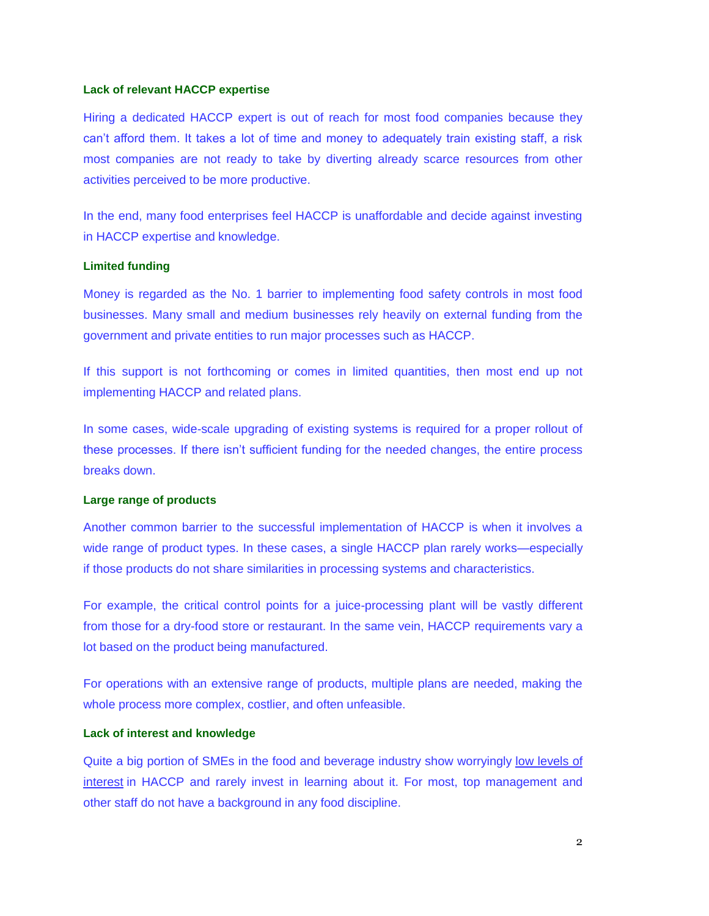### Lack of relevant HACCP expertise

Hiring a dedicated HACCP expert is out of reach for most food companies because they can't afford them. It takes a lot of time and money to adequately train existing staff, a risk most companies are not ready to take by diverting already scarce resources from other activities perceived to be more productive.

In the end, many food enterprises feel HACCP is unaffordable and decide against investing in HACCP expertise and knowledge.

### Limited funding

Money is regarded as the No. 1 barrier to implementing food safety controls in most food businesses. Many small and medium businesses rely heavily on external funding from the government and private entities to run major processes such as HACCP.

If this support is not forthcoming or comes in limited quantities, then most end up not implementing HACCP and related plans.

In some cases, wide-scale upgrading of existing systems is required for a proper rollout of these processes. If there isn't sufficient funding for the needed changes, the entire process breaks down.

### Large range of products

Another common barrier to the successful implementation of HACCP is when it involves a wide range of product types. In these cases, a single HACCP plan rarely works—especially if those products do not share similarities in processing systems and characteristics.

For example, the critical control points for a juice-processing plant will be vastly different from those for a dry-food store or restaurant. In the same vein, HACCP requirements vary a lot based on the product being manufactured.

For operations with an extensive range of products, multiple plans are needed, making the whole process more complex, costlier, and often unfeasible.

### Lack of interest and knowledge

Quite a big portion of SMEs in the food and beverage industry show worryingly low levels of interest in HACCP and rarely invest in learning about it. For most, top management and other staff do not have a background in any food discipline.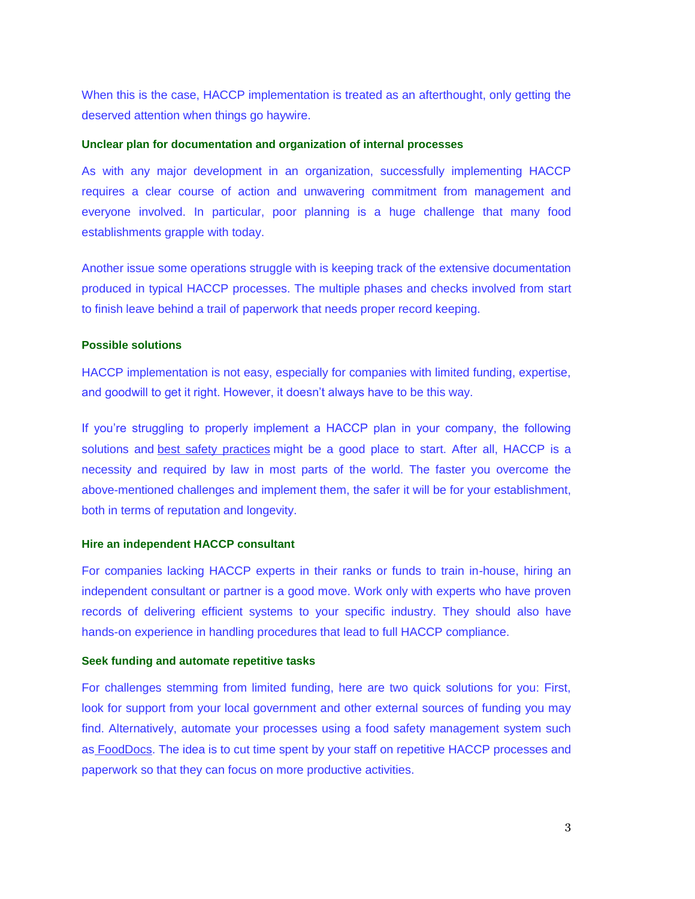When this is the case, HACCP implementation is treated as an afterthought, only getting the deserved attention when things go haywire.

### Unclear plan for documentation and organization of internal processes

As with any major development in an organization, successfully implementing HACCP requires a clear course of action and unwavering commitment from management and everyone involved. In particular, poor planning is a huge challenge that many food establishments grapple with today.

Another issue some operations struggle with is keeping track of the extensive documentation produced in typical HACCP processes. The multiple phases and checks involved from start to finish leave behind a trail of paperwork that needs proper record keeping.

### Possible solutions

HACCP implementation is not easy, especially for companies with limited funding, expertise, and goodwill to get it right. However, it doesn't always have to be this way.

If you're struggling to properly implement a HACCP plan in your company, the following solutions and best safety practices might be a good place to start. After all, HACCP is a necessity and required by law in most parts of the world. The faster you overcome the above-mentioned challenges and implement them, the safer it will be for your establishment, both in terms of reputation and longevity.

### Hire an independent HACCP consultant

For companies lacking HACCP experts in their ranks or funds to train in-house, hiring an independent consultant or partner is a good move. Work only with experts who have proven records of delivering efficient systems to your specific industry. They should also have hands-on experience in handling procedures that lead to full HACCP compliance.

### Seek funding and automate repetitive tasks

For challenges stemming from limited funding, here are two quick solutions for you: First, look for support from your local government and other external sources of funding you may find. Alternatively, automate your processes using a food safety management system such as FoodDocs. The idea is to cut time spent by your staff on repetitive HACCP processes and paperwork so that they can focus on more productive activities.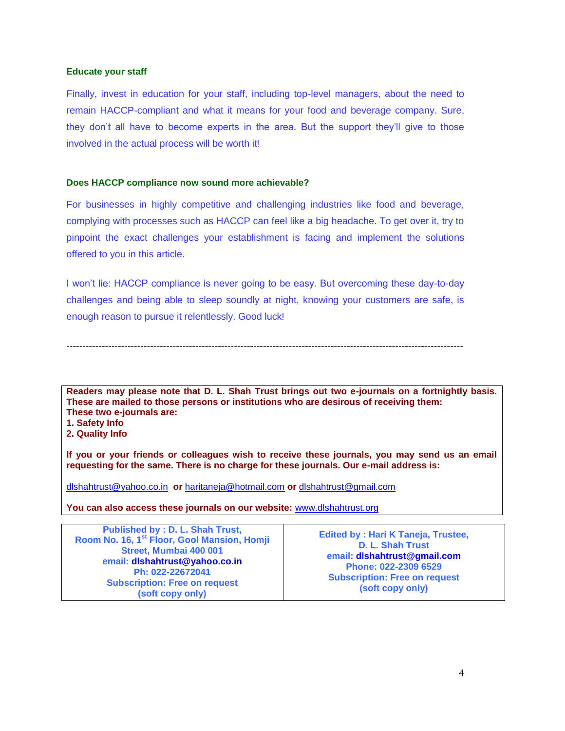### Educate your staff

Finally, invest in education for your staff, including top-level managers, about the need to remain HACCP-compliant and what it means for your food and beverage company. Sure, they don't all have to become experts in the area. But the support they'll give to those involved in the actual process will be worth it!

### Does HACCP compliance now sound more achievable?

For businesses in highly competitive and challenging industries like food and beverage, complying with processes such as HACCP can feel like a big headache. To get over it, try to pinpoint the exact challenges your establishment is facing and implement the solutions offered to you in this article.

I won't lie: HACCP compliance is never going to be easy. But overcoming these day-to-day challenges and being able to sleep soundly at night, knowing your customers are safe, is enough reason to pursue it relentlessly. Good luck!

---

**Readers may please note that D. L. Shah Trust brings out two e-journals on a fortnightly basis. These are mailed to those persons or institutions who are desirous of receiving them:**
**These two e-journals are:**
**1. Safety Info**
**2. Quality Info**

**If you or your friends or colleagues wish to receive these journals, you may send us an email requesting for the same. There is no charge for these journals. Our e-mail address is:**

dlshahtrust@yahoo.co.in **or** haritaneja@hotmail.com **or** dlshahtrust@gmail.com

**You can also access these journals on our website:** www.dlshahtrust.org

| | |
|---|---|
| **Published by : D. L. Shah Trust, Room No. 16, 1st Floor, Gool Mansion, Homji Street, Mumbai 400 001** <br> **email: dlshahtrust@yahoo.co.in** <br> **Ph: 022-22672041** <br> **Subscription: Free on request (soft copy only)** | **Edited by : Hari K Taneja, Trustee, D. L. Shah Trust** <br> **email: dlshahtrust@gmail.com** <br> **Phone: 022-2309 6529** <br> **Subscription: Free on request (soft copy only)** |